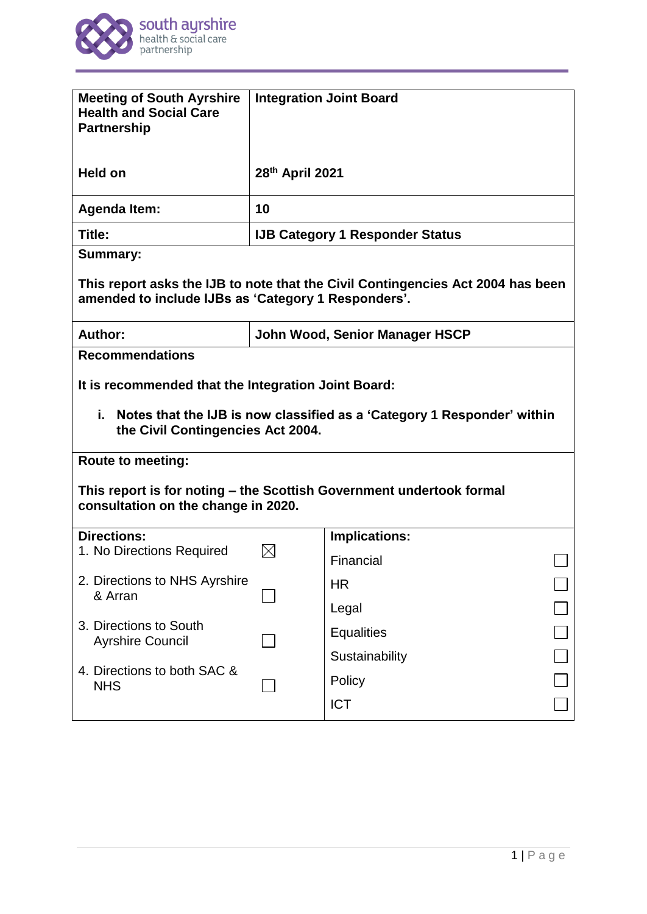south ayrshire
health & social care
partnership

| | |
|---|---|
| **Meeting of South Ayrshire Health and Social Care Partnership** | **Integration Joint Board** |
| **Held on** | **28th April 2021** |
| **Agenda Item:** | **10** |
| **Title:** | **IJB Category 1 Responder Status** |

**Summary:**

**This report asks the IJB to note that the Civil Contingencies Act 2004 has been amended to include IJBs as 'Category 1 Responders'.**

| | |
|---|---|
| **Author:** | **John Wood, Senior Manager HSCP** |

**Recommendations**

**It is recommended that the Integration Joint Board:**

i. **Notes that the IJB is now classified as a 'Category 1 Responder' within the Civil Contingencies Act 2004.**

**Route to meeting:**

**This report is for noting – the Scottish Government undertook formal consultation on the change in 2020.**

| **Directions:** | | **Implications:** | |
|---|---|---|---|
| 1. No Directions Required | ☒ | Financial | ☐ |
| 2. Directions to NHS Ayrshire & Arran | ☐ | HR | ☐ |
| | | Legal | ☐ |
| 3. Directions to South Ayrshire Council | ☐ | Equalities | ☐ |
| | | Sustainability | ☐ |
| 4. Directions to both SAC & NHS | ☐ | Policy | ☐ |
| | | ICT | ☐ |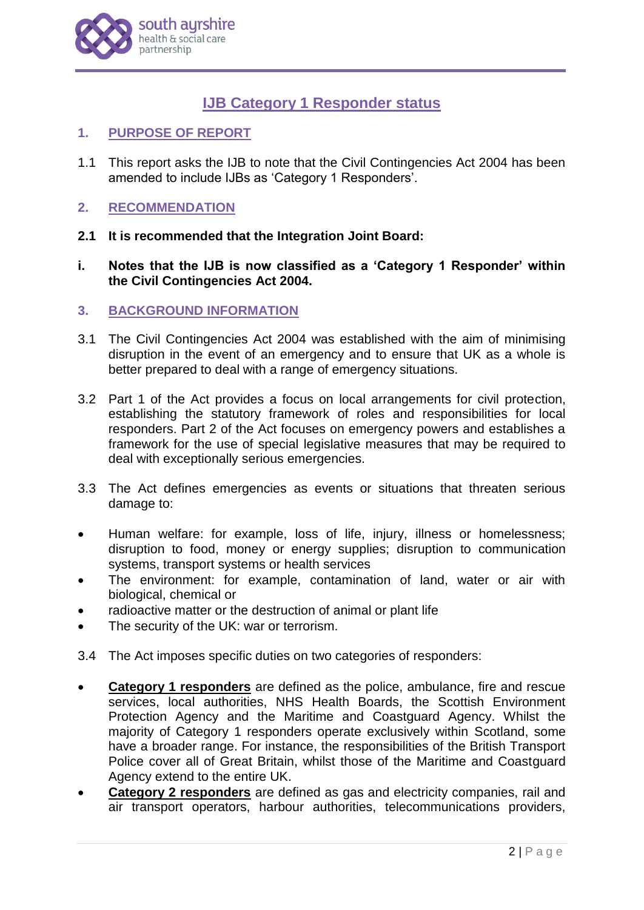# IJB Category 1 Responder status

## 1. PURPOSE OF REPORT

1.1 This report asks the IJB to note that the Civil Contingencies Act 2004 has been amended to include IJBs as 'Category 1 Responders'.

## 2. RECOMMENDATION

**2.1 It is recommended that the Integration Joint Board:**

**i. Notes that the IJB is now classified as a 'Category 1 Responder' within the Civil Contingencies Act 2004.**

## 3. BACKGROUND INFORMATION

3.1 The Civil Contingencies Act 2004 was established with the aim of minimising disruption in the event of an emergency and to ensure that UK as a whole is better prepared to deal with a range of emergency situations.

3.2 Part 1 of the Act provides a focus on local arrangements for civil protection, establishing the statutory framework of roles and responsibilities for local responders. Part 2 of the Act focuses on emergency powers and establishes a framework for the use of special legislative measures that may be required to deal with exceptionally serious emergencies.

3.3 The Act defines emergencies as events or situations that threaten serious damage to:

- Human welfare: for example, loss of life, injury, illness or homelessness; disruption to food, money or energy supplies; disruption to communication systems, transport systems or health services
- The environment: for example, contamination of land, water or air with biological, chemical or
- radioactive matter or the destruction of animal or plant life
- The security of the UK: war or terrorism.

3.4 The Act imposes specific duties on two categories of responders:

- **Category 1 responders** are defined as the police, ambulance, fire and rescue services, local authorities, NHS Health Boards, the Scottish Environment Protection Agency and the Maritime and Coastguard Agency. Whilst the majority of Category 1 responders operate exclusively within Scotland, some have a broader range. For instance, the responsibilities of the British Transport Police cover all of Great Britain, whilst those of the Maritime and Coastguard Agency extend to the entire UK.
- **Category 2 responders** are defined as gas and electricity companies, rail and air transport operators, harbour authorities, telecommunications providers,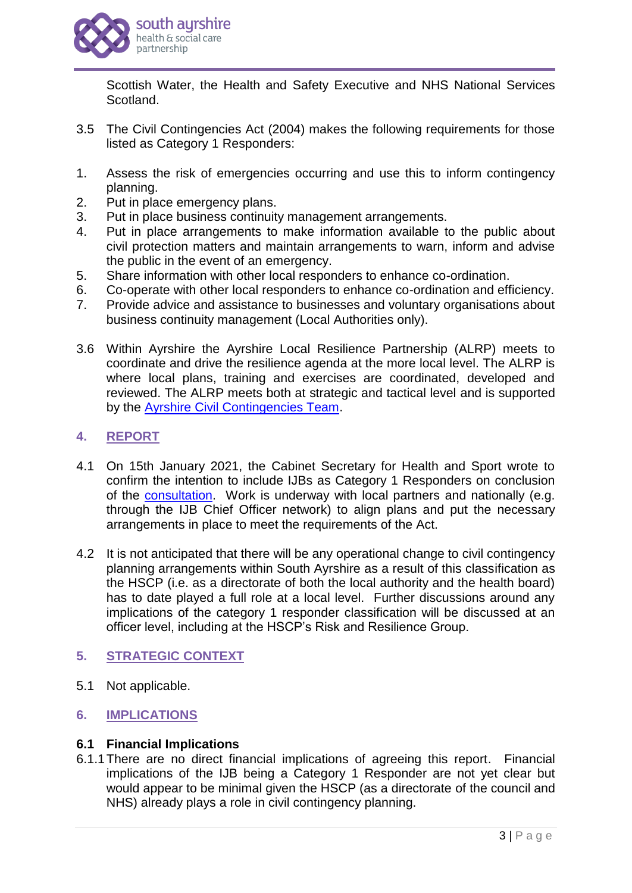Scottish Water, the Health and Safety Executive and NHS National Services Scotland.

3.5 The Civil Contingencies Act (2004) makes the following requirements for those listed as Category 1 Responders:

1. Assess the risk of emergencies occurring and use this to inform contingency planning.
2. Put in place emergency plans.
3. Put in place business continuity management arrangements.
4. Put in place arrangements to make information available to the public about civil protection matters and maintain arrangements to warn, inform and advise the public in the event of an emergency.
5. Share information with other local responders to enhance co-ordination.
6. Co-operate with other local responders to enhance co-ordination and efficiency.
7. Provide advice and assistance to businesses and voluntary organisations about business continuity management (Local Authorities only).

3.6 Within Ayrshire the Ayrshire Local Resilience Partnership (ALRP) meets to coordinate and drive the resilience agenda at the more local level. The ALRP is where local plans, training and exercises are coordinated, developed and reviewed. The ALRP meets both at strategic and tactical level and is supported by the Ayrshire Civil Contingencies Team.

## 4. REPORT

4.1 On 15th January 2021, the Cabinet Secretary for Health and Sport wrote to confirm the intention to include IJBs as Category 1 Responders on conclusion of the consultation. Work is underway with local partners and nationally (e.g. through the IJB Chief Officer network) to align plans and put the necessary arrangements in place to meet the requirements of the Act.

4.2 It is not anticipated that there will be any operational change to civil contingency planning arrangements within South Ayrshire as a result of this classification as the HSCP (i.e. as a directorate of both the local authority and the health board) has to date played a full role at a local level. Further discussions around any implications of the category 1 responder classification will be discussed at an officer level, including at the HSCP's Risk and Resilience Group.

## 5. STRATEGIC CONTEXT

5.1 Not applicable.

## 6. IMPLICATIONS

### 6.1 Financial Implications

6.1.1 There are no direct financial implications of agreeing this report. Financial implications of the IJB being a Category 1 Responder are not yet clear but would appear to be minimal given the HSCP (as a directorate of the council and NHS) already plays a role in civil contingency planning.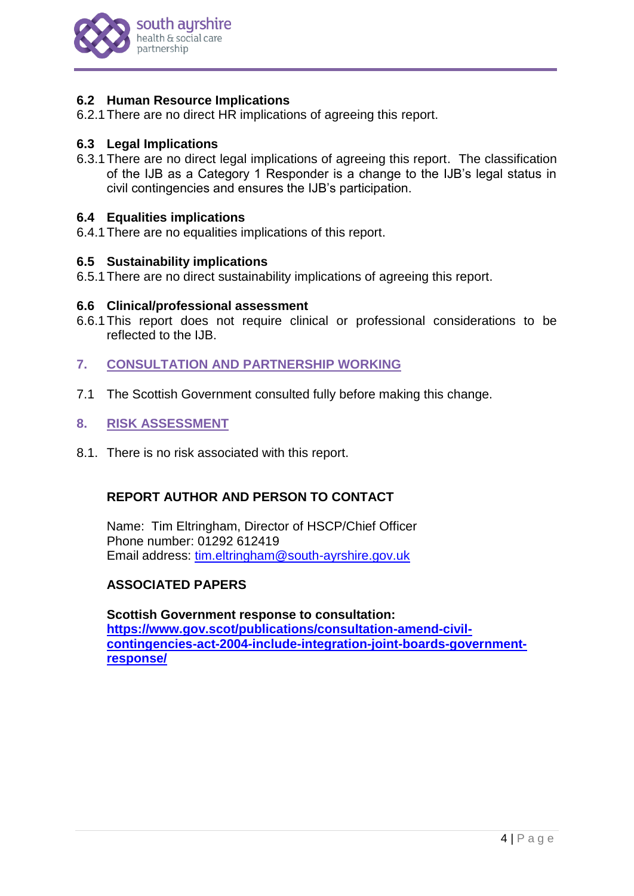### 6.2 Human Resource Implications

6.2.1 There are no direct HR implications of agreeing this report.

### 6.3 Legal Implications

6.3.1 There are no direct legal implications of agreeing this report. The classification of the IJB as a Category 1 Responder is a change to the IJB's legal status in civil contingencies and ensures the IJB's participation.

### 6.4 Equalities implications

6.4.1 There are no equalities implications of this report.

### 6.5 Sustainability implications

6.5.1 There are no direct sustainability implications of agreeing this report.

### 6.6 Clinical/professional assessment

6.6.1 This report does not require clinical or professional considerations to be reflected to the IJB.

## 7. CONSULTATION AND PARTNERSHIP WORKING

7.1 The Scottish Government consulted fully before making this change.

## 8. RISK ASSESSMENT

8.1. There is no risk associated with this report.

**REPORT AUTHOR AND PERSON TO CONTACT**

Name: Tim Eltringham, Director of HSCP/Chief Officer
Phone number: 01292 612419
Email address: tim.eltringham@south-ayrshire.gov.uk

**ASSOCIATED PAPERS**

**Scottish Government response to consultation:**
**https://www.gov.scot/publications/consultation-amend-civil-contingencies-act-2004-include-integration-joint-boards-government-response/**